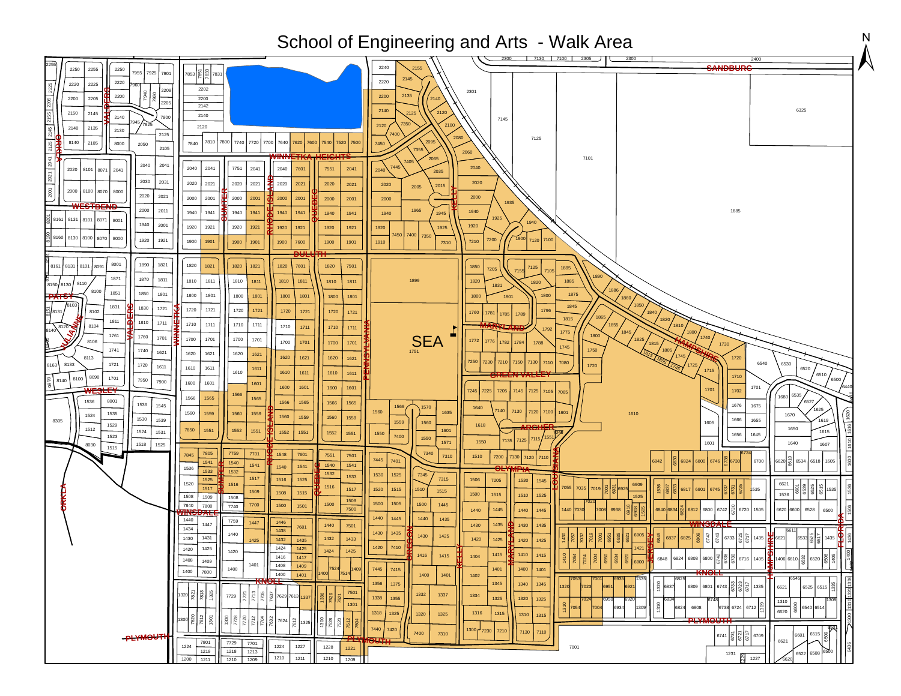# School of Engineering and Arts - Walk Area

N

SEA

SANDBURG

WINNETKA HEIGHTS

WESTBEND

DULUTH

PATSY

JULIANNE

VALDERS

ORKLA

WINNETKA

SUMTER

RHODE ISLAND

QUEBEC

PENNSYLVANIA

KELLY

MARYLAND

GREEN VALLEY

HAMPSHIRE

ARCHER

OLYMPIA

LOUISIANA

WESLEY

WINSDALE

KNOLL

OREGON

JERSEY

FLORIDA

PLYMOUTH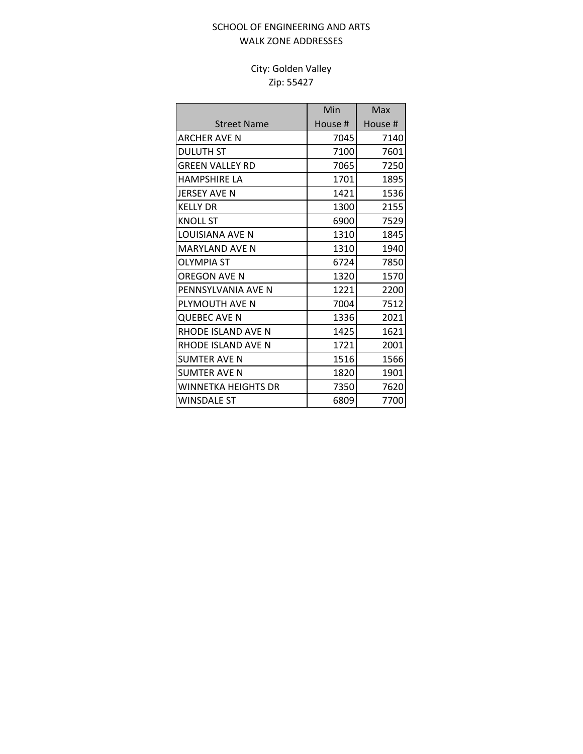# SCHOOL OF ENGINEERING AND ARTS
## WALK ZONE ADDRESSES

City: Golden Valley
Zip: 55427

| Street Name | Min House # | Max House # |
|---|---|---|
| ARCHER AVE N | 7045 | 7140 |
| DULUTH ST | 7100 | 7601 |
| GREEN VALLEY RD | 7065 | 7250 |
| HAMPSHIRE LA | 1701 | 1895 |
| JERSEY AVE N | 1421 | 1536 |
| KELLY DR | 1300 | 2155 |
| KNOLL ST | 6900 | 7529 |
| LOUISIANA AVE N | 1310 | 1845 |
| MARYLAND AVE N | 1310 | 1940 |
| OLYMPIA ST | 6724 | 7850 |
| OREGON AVE N | 1320 | 1570 |
| PENNSYLVANIA AVE N | 1221 | 2200 |
| PLYMOUTH AVE N | 7004 | 7512 |
| QUEBEC AVE N | 1336 | 2021 |
| RHODE ISLAND AVE N | 1425 | 1621 |
| RHODE ISLAND AVE N | 1721 | 2001 |
| SUMTER AVE N | 1516 | 1566 |
| SUMTER AVE N | 1820 | 1901 |
| WINNETKA HEIGHTS DR | 7350 | 7620 |
| WINSDALE ST | 6809 | 7700 |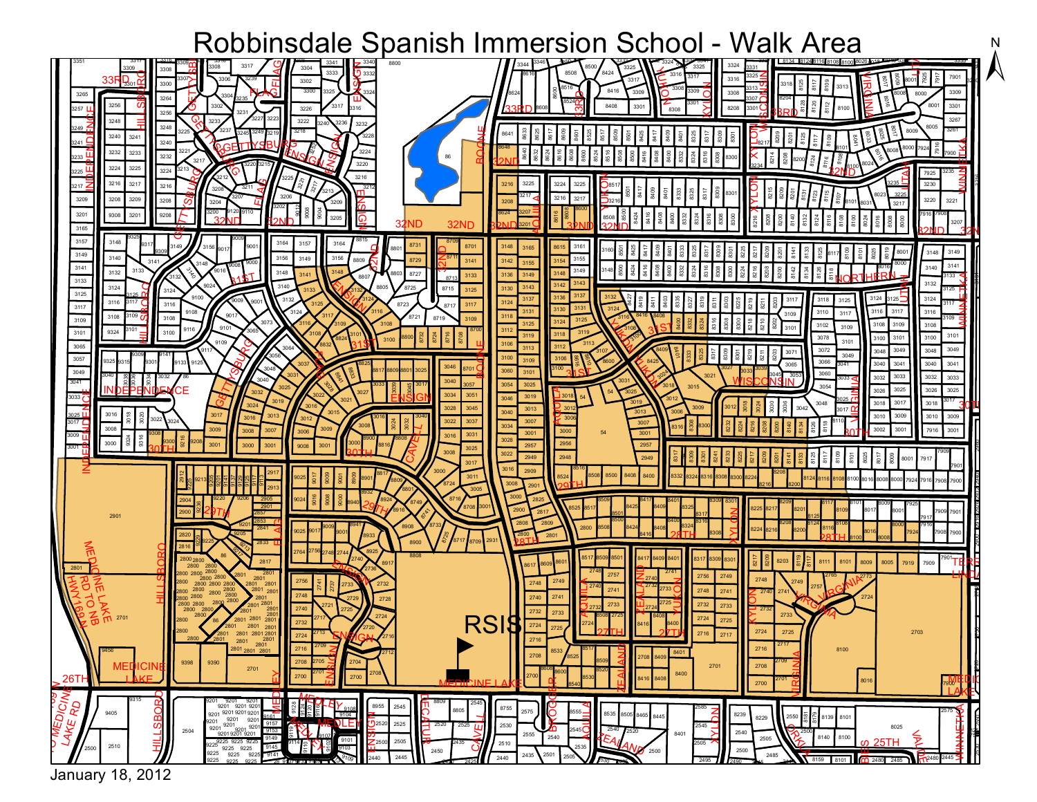# Robbinsdale Spanish Immersion School - Walk Area

January 18, 2012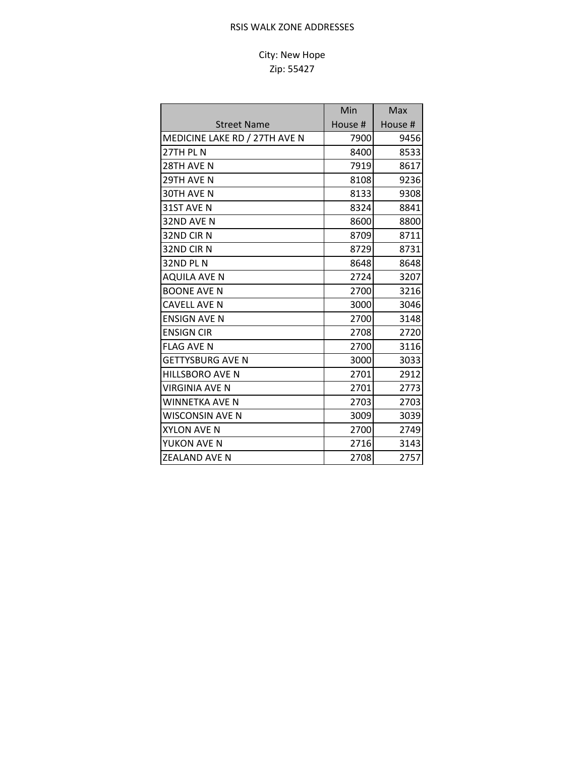# RSIS WALK ZONE ADDRESSES

City: New Hope
Zip: 55427

| Street Name | Min House # | Max House # |
|---|---|---|
| MEDICINE LAKE RD / 27TH AVE N | 7900 | 9456 |
| 27TH PL N | 8400 | 8533 |
| 28TH AVE N | 7919 | 8617 |
| 29TH AVE N | 8108 | 9236 |
| 30TH AVE N | 8133 | 9308 |
| 31ST AVE N | 8324 | 8841 |
| 32ND AVE N | 8600 | 8800 |
| 32ND CIR N | 8709 | 8711 |
| 32ND CIR N | 8729 | 8731 |
| 32ND PL N | 8648 | 8648 |
| AQUILA AVE N | 2724 | 3207 |
| BOONE AVE N | 2700 | 3216 |
| CAVELL AVE N | 3000 | 3046 |
| ENSIGN AVE N | 2700 | 3148 |
| ENSIGN CIR | 2708 | 2720 |
| FLAG AVE N | 2700 | 3116 |
| GETTYSBURG AVE N | 3000 | 3033 |
| HILLSBORO AVE N | 2701 | 2912 |
| VIRGINIA AVE N | 2701 | 2773 |
| WINNETKA AVE N | 2703 | 2703 |
| WISCONSIN AVE N | 3009 | 3039 |
| XYLON AVE N | 2700 | 2749 |
| YUKON AVE N | 2716 | 3143 |
| ZEALAND AVE N | 2708 | 2757 |